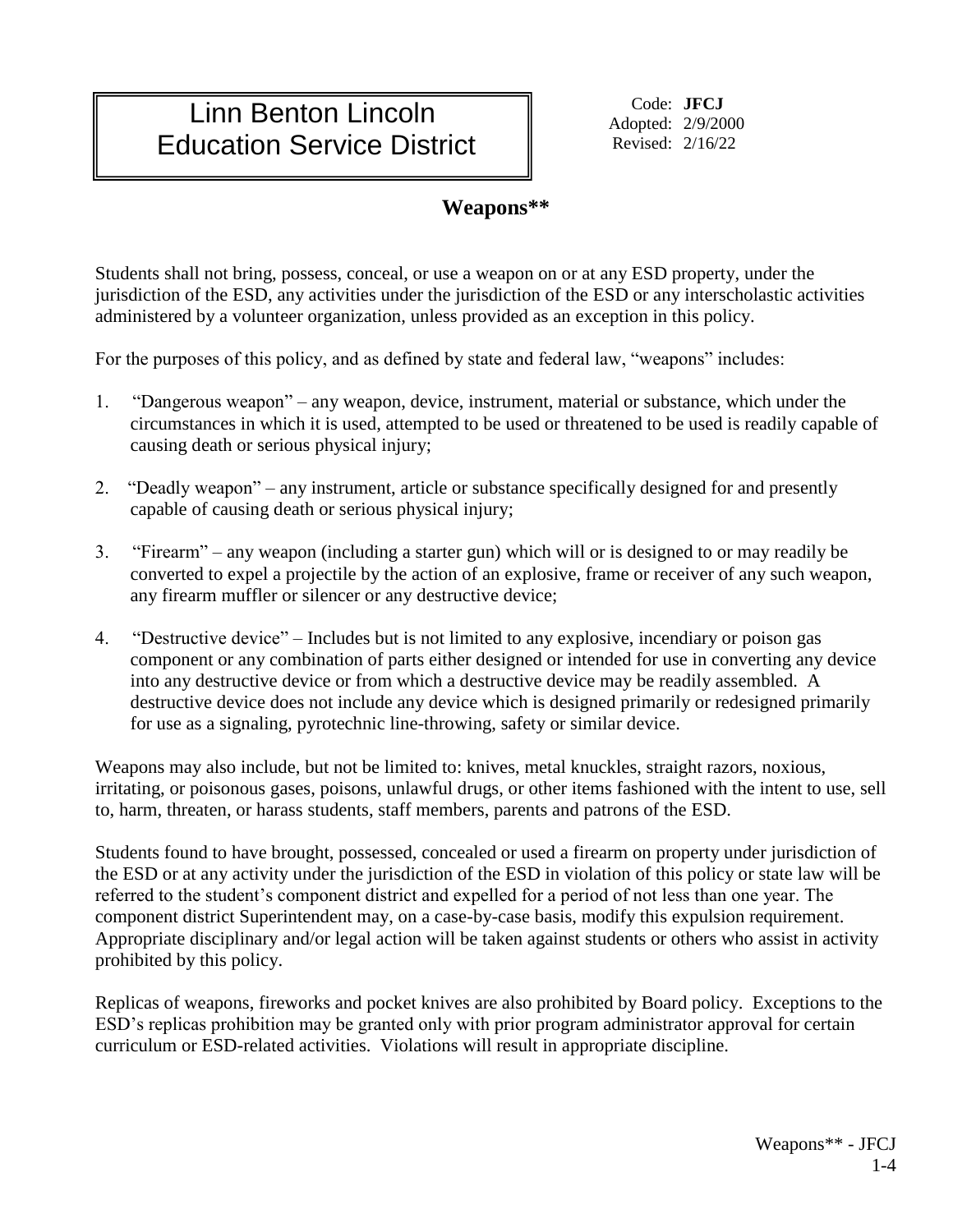# Linn Benton Lincoln Education Service District

Code: **JFCJ**
Adopted: 2/9/2000
Revised: 2/16/22

## Weapons**

Students shall not bring, possess, conceal, or use a weapon on or at any ESD property, under the jurisdiction of the ESD, any activities under the jurisdiction of the ESD or any interscholastic activities administered by a volunteer organization, unless provided as an exception in this policy.

For the purposes of this policy, and as defined by state and federal law, "weapons" includes:

1. "Dangerous weapon" – any weapon, device, instrument, material or substance, which under the circumstances in which it is used, attempted to be used or threatened to be used is readily capable of causing death or serious physical injury;

2. "Deadly weapon" – any instrument, article or substance specifically designed for and presently capable of causing death or serious physical injury;

3. "Firearm" – any weapon (including a starter gun) which will or is designed to or may readily be converted to expel a projectile by the action of an explosive, frame or receiver of any such weapon, any firearm muffler or silencer or any destructive device;

4. "Destructive device" – Includes but is not limited to any explosive, incendiary or poison gas component or any combination of parts either designed or intended for use in converting any device into any destructive device or from which a destructive device may be readily assembled. A destructive device does not include any device which is designed primarily or redesigned primarily for use as a signaling, pyrotechnic line-throwing, safety or similar device.

Weapons may also include, but not be limited to: knives, metal knuckles, straight razors, noxious, irritating, or poisonous gases, poisons, unlawful drugs, or other items fashioned with the intent to use, sell to, harm, threaten, or harass students, staff members, parents and patrons of the ESD.

Students found to have brought, possessed, concealed or used a firearm on property under jurisdiction of the ESD or at any activity under the jurisdiction of the ESD in violation of this policy or state law will be referred to the student's component district and expelled for a period of not less than one year. The component district Superintendent may, on a case-by-case basis, modify this expulsion requirement. Appropriate disciplinary and/or legal action will be taken against students or others who assist in activity prohibited by this policy.

Replicas of weapons, fireworks and pocket knives are also prohibited by Board policy. Exceptions to the ESD's replicas prohibition may be granted only with prior program administrator approval for certain curriculum or ESD-related activities. Violations will result in appropriate discipline.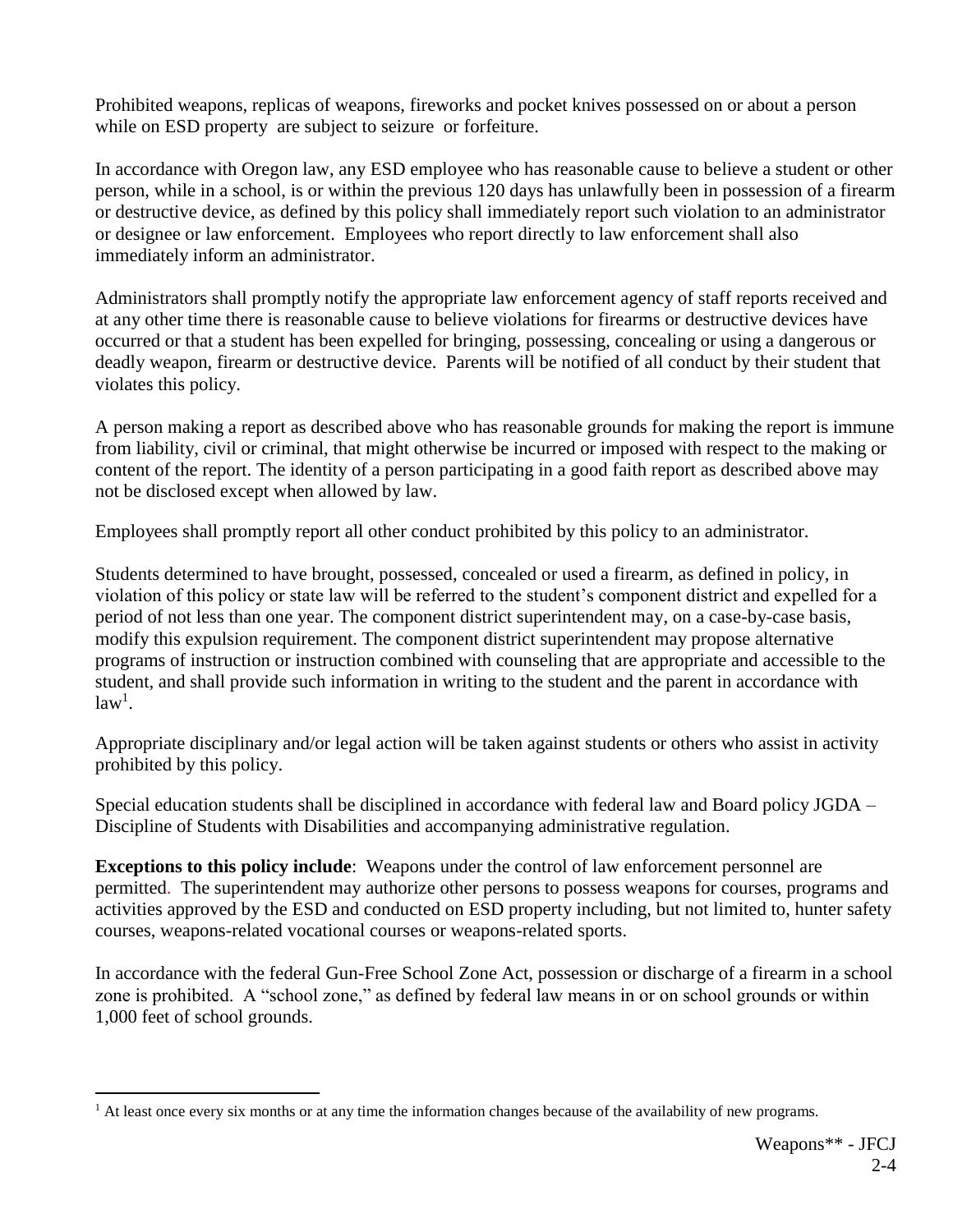Prohibited weapons, replicas of weapons, fireworks and pocket knives possessed on or about a person while on ESD property are subject to seizure or forfeiture.

In accordance with Oregon law, any ESD employee who has reasonable cause to believe a student or other person, while in a school, is or within the previous 120 days has unlawfully been in possession of a firearm or destructive device, as defined by this policy shall immediately report such violation to an administrator or designee or law enforcement. Employees who report directly to law enforcement shall also immediately inform an administrator.

Administrators shall promptly notify the appropriate law enforcement agency of staff reports received and at any other time there is reasonable cause to believe violations for firearms or destructive devices have occurred or that a student has been expelled for bringing, possessing, concealing or using a dangerous or deadly weapon, firearm or destructive device. Parents will be notified of all conduct by their student that violates this policy.

A person making a report as described above who has reasonable grounds for making the report is immune from liability, civil or criminal, that might otherwise be incurred or imposed with respect to the making or content of the report. The identity of a person participating in a good faith report as described above may not be disclosed except when allowed by law.

Employees shall promptly report all other conduct prohibited by this policy to an administrator.

Students determined to have brought, possessed, concealed or used a firearm, as defined in policy, in violation of this policy or state law will be referred to the student's component district and expelled for a period of not less than one year. The component district superintendent may, on a case-by-case basis, modify this expulsion requirement. The component district superintendent may propose alternative programs of instruction or instruction combined with counseling that are appropriate and accessible to the student, and shall provide such information in writing to the student and the parent in accordance with law[1].

Appropriate disciplinary and/or legal action will be taken against students or others who assist in activity prohibited by this policy.

Special education students shall be disciplined in accordance with federal law and Board policy JGDA – Discipline of Students with Disabilities and accompanying administrative regulation.

**Exceptions to this policy include**: Weapons under the control of law enforcement personnel are permitted. The superintendent may authorize other persons to possess weapons for courses, programs and activities approved by the ESD and conducted on ESD property including, but not limited to, hunter safety courses, weapons-related vocational courses or weapons-related sports.

In accordance with the federal Gun-Free School Zone Act, possession or discharge of a firearm in a school zone is prohibited. A "school zone," as defined by federal law means in or on school grounds or within 1,000 feet of school grounds.

[1] At least once every six months or at any time the information changes because of the availability of new programs.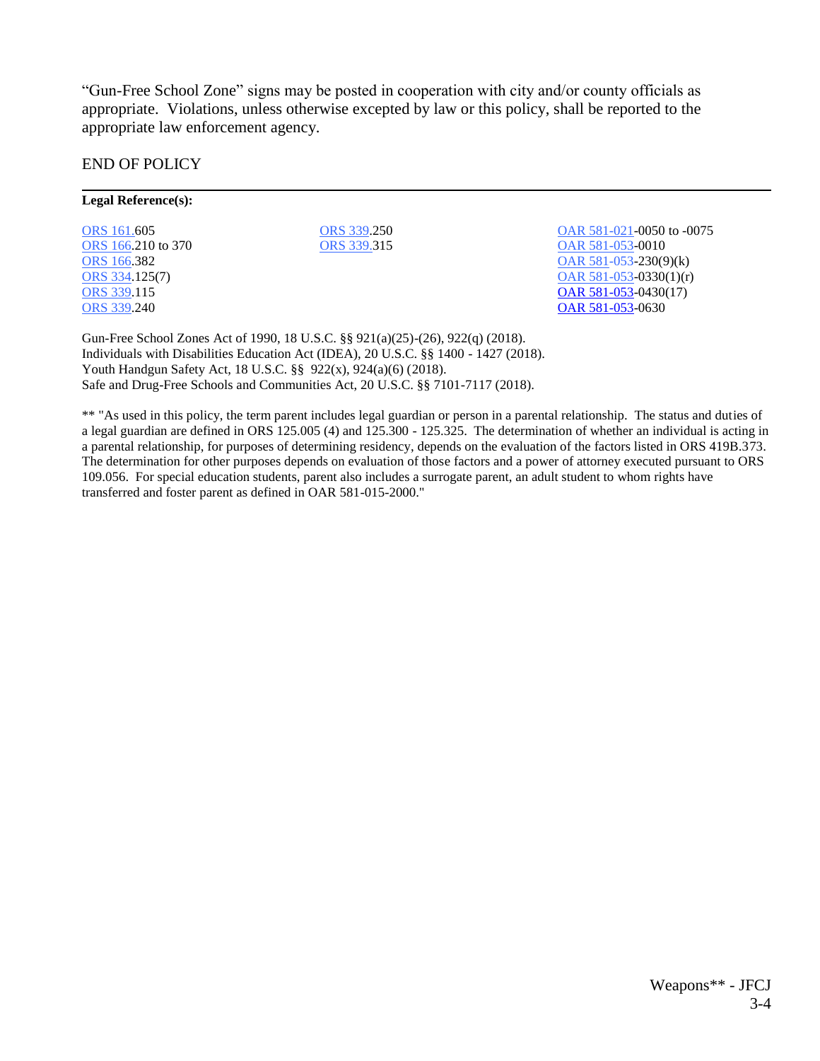"Gun-Free School Zone" signs may be posted in cooperation with city and/or county officials as appropriate. Violations, unless otherwise excepted by law or this policy, shall be reported to the appropriate law enforcement agency.

END OF POLICY

---

**Legal Reference(s):**

| | | |
|---|---|---|
| ORS 161.605 | ORS 339.250 | OAR 581-021-0050 to -0075 |
| ORS 166.210 to 370 | ORS 339.315 | OAR 581-053-0010 |
| ORS 166.382 | | OAR 581-053-230(9)(k) |
| ORS 334.125(7) | | OAR 581-053-0330(1)(r) |
| ORS 339.115 | | OAR 581-053-0430(17) |
| ORS 339.240 | | OAR 581-053-0630 |

Gun-Free School Zones Act of 1990, 18 U.S.C. §§ 921(a)(25)-(26), 922(q) (2018).
Individuals with Disabilities Education Act (IDEA), 20 U.S.C. §§ 1400 - 1427 (2018).
Youth Handgun Safety Act, 18 U.S.C. §§ 922(x), 924(a)(6) (2018).
Safe and Drug-Free Schools and Communities Act, 20 U.S.C. §§ 7101-7117 (2018).

** "As used in this policy, the term parent includes legal guardian or person in a parental relationship. The status and duties of a legal guardian are defined in ORS 125.005 (4) and 125.300 - 125.325. The determination of whether an individual is acting in a parental relationship, for purposes of determining residency, depends on the evaluation of the factors listed in ORS 419B.373. The determination for other purposes depends on evaluation of those factors and a power of attorney executed pursuant to ORS 109.056. For special education students, parent also includes a surrogate parent, an adult student to whom rights have transferred and foster parent as defined in OAR 581-015-2000."